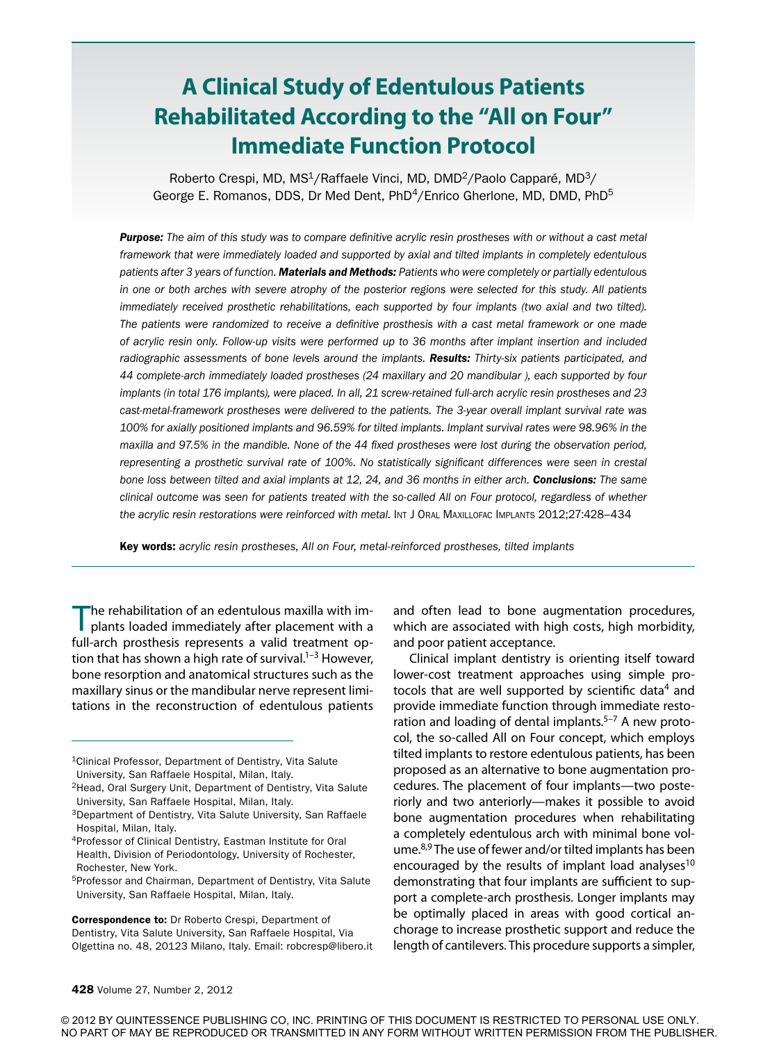# A Clinical Study of Edentulous Patients Rehabilitated According to the "All on Four" Immediate Function Protocol

Roberto Crespi, MD, MS[1]/Raffaele Vinci, MD, DMD[2]/Paolo Capparé, MD[3]/
George E. Romanos, DDS, Dr Med Dent, PhD[4]/Enrico Gherlone, MD, DMD, PhD[5]

***Purpose:*** *The aim of this study was to compare definitive acrylic resin prostheses with or without a cast metal framework that were immediately loaded and supported by axial and tilted implants in completely edentulous patients after 3 years of function.* ***Materials and Methods:*** *Patients who were completely or partially edentulous in one or both arches with severe atrophy of the posterior regions were selected for this study. All patients immediately received prosthetic rehabilitations, each supported by four implants (two axial and two tilted). The patients were randomized to receive a definitive prosthesis with a cast metal framework or one made of acrylic resin only. Follow-up visits were performed up to 36 months after implant insertion and included radiographic assessments of bone levels around the implants.* ***Results:*** *Thirty-six patients participated, and 44 complete-arch immediately loaded prostheses (24 maxillary and 20 mandibular ), each supported by four implants (in total 176 implants), were placed. In all, 21 screw-retained full-arch acrylic resin prostheses and 23 cast-metal-framework prostheses were delivered to the patients. The 3-year overall implant survival rate was 100% for axially positioned implants and 96.59% for tilted implants. Implant survival rates were 98.96% in the maxilla and 97.5% in the mandible. None of the 44 fixed prostheses were lost during the observation period, representing a prosthetic survival rate of 100%. No statistically significant differences were seen in crestal bone loss between tilted and axial implants at 12, 24, and 36 months in either arch.* ***Conclusions:*** *The same clinical outcome was seen for patients treated with the so-called All on Four protocol, regardless of whether the acrylic resin restorations were reinforced with metal.* Int J Oral Maxillofac Implants 2012;27:428–434

**Key words:** *acrylic resin prostheses, All on Four, metal-reinforced prostheses, tilted implants*

The rehabilitation of an edentulous maxilla with implants loaded immediately after placement with a full-arch prosthesis represents a valid treatment option that has shown a high rate of survival.[1–3] However, bone resorption and anatomical structures such as the maxillary sinus or the mandibular nerve represent limitations in the reconstruction of edentulous patients and often lead to bone augmentation procedures, which are associated with high costs, high morbidity, and poor patient acceptance.

Clinical implant dentistry is orienting itself toward lower-cost treatment approaches using simple protocols that are well supported by scientific data[4] and provide immediate function through immediate restoration and loading of dental implants.[5–7] A new protocol, the so-called All on Four concept, which employs tilted implants to restore edentulous patients, has been proposed as an alternative to bone augmentation procedures. The placement of four implants—two posteriorly and two anteriorly—makes it possible to avoid bone augmentation procedures when rehabilitating a completely edentulous arch with minimal bone volume.[8,9] The use of fewer and/or tilted implants has been encouraged by the results of implant load analyses[10] demonstrating that four implants are sufficient to support a complete-arch prosthesis. Longer implants may be optimally placed in areas with good cortical anchorage to increase prosthetic support and reduce the length of cantilevers. This procedure supports a simpler,

[1]Clinical Professor, Department of Dentistry, Vita Salute University, San Raffaele Hospital, Milan, Italy.
[2]Head, Oral Surgery Unit, Department of Dentistry, Vita Salute University, San Raffaele Hospital, Milan, Italy.
[3]Department of Dentistry, Vita Salute University, San Raffaele Hospital, Milan, Italy.
[4]Professor of Clinical Dentistry, Eastman Institute for Oral Health, Division of Periodontology, University of Rochester, Rochester, New York.
[5]Professor and Chairman, Department of Dentistry, Vita Salute University, San Raffaele Hospital, Milan, Italy.

**Correspondence to:** Dr Roberto Crespi, Department of Dentistry, Vita Salute University, San Raffaele Hospital, Via Olgettina no. 48, 20123 Milano, Italy. Email: robcresp@libero.it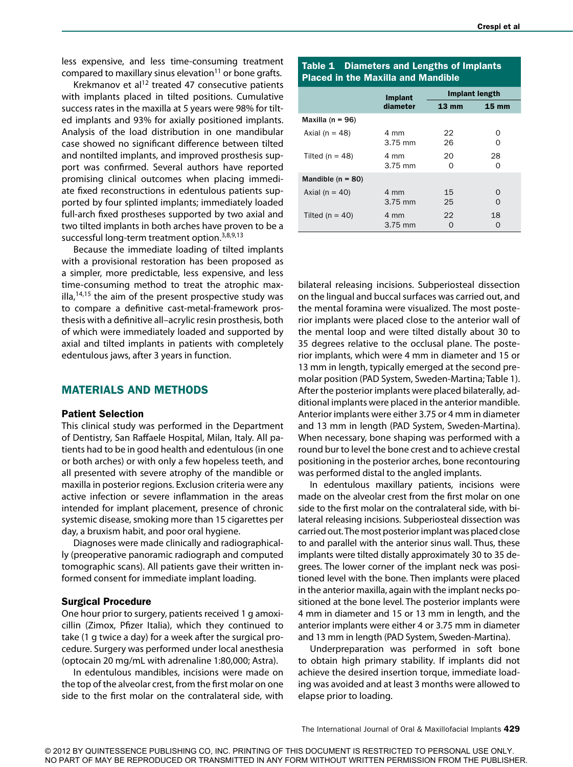less expensive, and less time-consuming treatment compared to maxillary sinus elevation[11] or bone grafts.

Krekmanov et al[12] treated 47 consecutive patients with implants placed in tilted positions. Cumulative success rates in the maxilla at 5 years were 98% for tilted implants and 93% for axially positioned implants. Analysis of the load distribution in one mandibular case showed no significant difference between tilted and nontilted implants, and improved prosthesis support was confirmed. Several authors have reported promising clinical outcomes when placing immediate fixed reconstructions in edentulous patients supported by four splinted implants; immediately loaded full-arch fixed prostheses supported by two axial and two tilted implants in both arches have proven to be a successful long-term treatment option.[3,8,9,13]

Because the immediate loading of tilted implants with a provisional restoration has been proposed as a simpler, more predictable, less expensive, and less time-consuming method to treat the atrophic maxilla,[14,15] the aim of the present prospective study was to compare a definitive cast-metal-framework prosthesis with a definitive all–acrylic resin prosthesis, both of which were immediately loaded and supported by axial and tilted implants in patients with completely edentulous jaws, after 3 years in function.

## MATERIALS AND METHODS

### Patient Selection

This clinical study was performed in the Department of Dentistry, San Raffaele Hospital, Milan, Italy. All patients had to be in good health and edentulous (in one or both arches) or with only a few hopeless teeth, and all presented with severe atrophy of the mandible or maxilla in posterior regions. Exclusion criteria were any active infection or severe inflammation in the areas intended for implant placement, presence of chronic systemic disease, smoking more than 15 cigarettes per day, a bruxism habit, and poor oral hygiene.

Diagnoses were made clinically and radiographically (preoperative panoramic radiograph and computed tomographic scans). All patients gave their written informed consent for immediate implant loading.

### Surgical Procedure

One hour prior to surgery, patients received 1 g amoxicillin (Zimox, Pfizer Italia), which they continued to take (1 g twice a day) for a week after the surgical procedure. Surgery was performed under local anesthesia (optocain 20 mg/mL with adrenaline 1:80,000; Astra).

In edentulous mandibles, incisions were made on the top of the alveolar crest, from the first molar on one side to the first molar on the contralateral side, with bilateral releasing incisions. Subperiosteal dissection on the lingual and buccal surfaces was carried out, and the mental foramina were visualized. The most posterior implants were placed close to the anterior wall of the mental loop and were tilted distally about 30 to 35 degrees relative to the occlusal plane. The posterior implants, which were 4 mm in diameter and 15 or 13 mm in length, typically emerged at the second premolar position (PAD System, Sweden-Martina; Table 1). After the posterior implants were placed bilaterally, additional implants were placed in the anterior mandible. Anterior implants were either 3.75 or 4 mm in diameter and 13 mm in length (PAD System, Sweden-Martina). When necessary, bone shaping was performed with a round bur to level the bone crest and to achieve crestal positioning in the posterior arches, bone recontouring was performed distal to the angled implants.

In edentulous maxillary patients, incisions were made on the alveolar crest from the first molar on one side to the first molar on the contralateral side, with bilateral releasing incisions. Subperiosteal dissection was carried out. The most posterior implant was placed close to and parallel with the anterior sinus wall. Thus, these implants were tilted distally approximately 30 to 35 degrees. The lower corner of the implant neck was positioned level with the bone. Then implants were placed in the anterior maxilla, again with the implant necks positioned at the bone level. The posterior implants were 4 mm in diameter and 15 or 13 mm in length, and the anterior implants were either 4 or 3.75 mm in diameter and 13 mm in length (PAD System, Sweden-Martina).

Underpreparation was performed in soft bone to obtain high primary stability. If implants did not achieve the desired insertion torque, immediate loading was avoided and at least 3 months were allowed to elapse prior to loading.

**Table 1 Diameters and Lengths of Implants Placed in the Maxilla and Mandible**

| | Implant diameter | Implant length | |
|---|---|---|---|
| | | 13 mm | 15 mm |
| **Maxilla (n = 96)** | | | |
| Axial (n = 48) | 4 mm | 22 | 0 |
| | 3.75 mm | 26 | 0 |
| Tilted (n = 48) | 4 mm | 20 | 28 |
| | 3.75 mm | 0 | 0 |
| **Mandible (n = 80)** | | | |
| Axial (n = 40) | 4 mm | 15 | 0 |
| | 3.75 mm | 25 | 0 |
| Tilted (n = 40) | 4 mm | 22 | 18 |
| | 3.75 mm | 0 | 0 |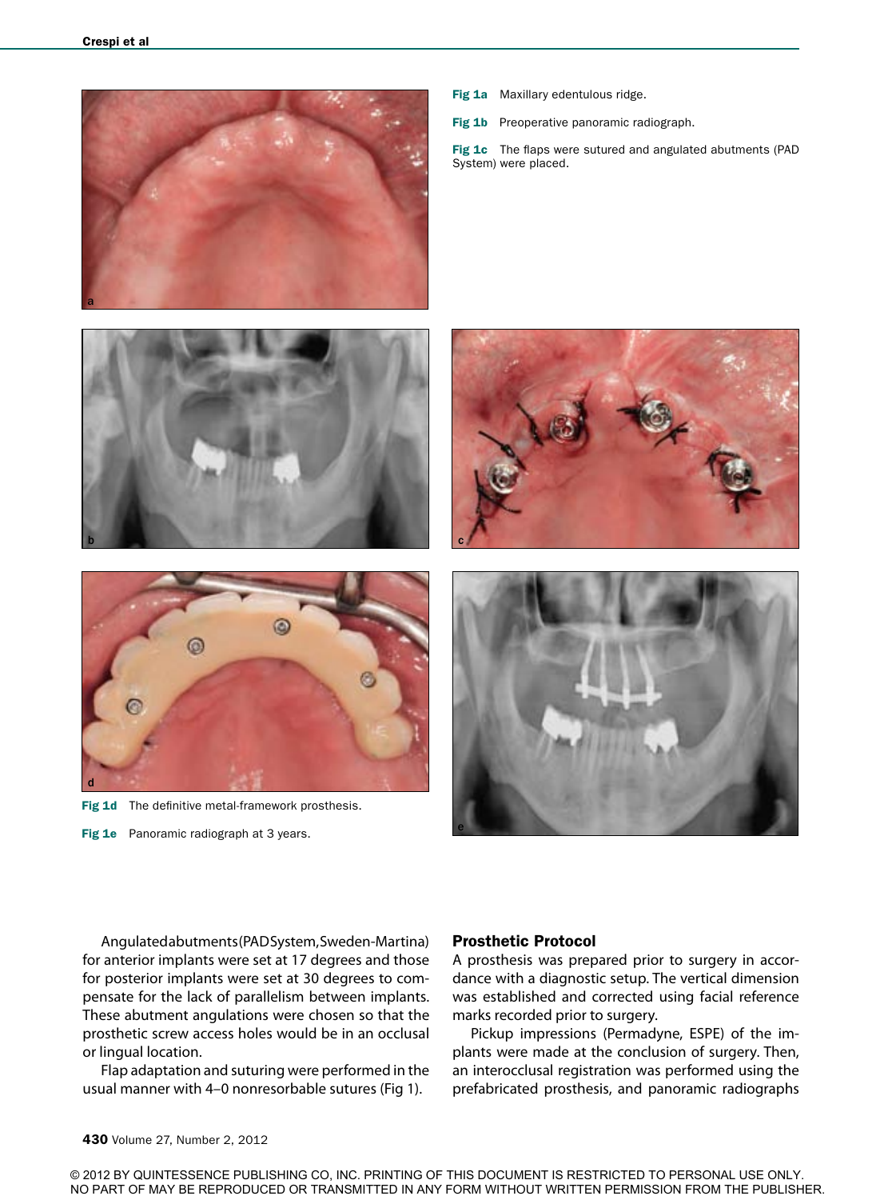**Fig 1a** Maxillary edentulous ridge.

**Fig 1b** Preoperative panoramic radiograph.

**Fig 1c** The flaps were sutured and angulated abutments (PAD System) were placed.

**Fig 1d** The definitive metal-framework prosthesis.

**Fig 1e** Panoramic radiograph at 3 years.

Angulated abutments (PAD System, Sweden-Martina) for anterior implants were set at 17 degrees and those for posterior implants were set at 30 degrees to compensate for the lack of parallelism between implants. These abutment angulations were chosen so that the prosthetic screw access holes would be in an occlusal or lingual location.

Flap adaptation and suturing were performed in the usual manner with 4–0 nonresorbable sutures (Fig 1).

## Prosthetic Protocol

A prosthesis was prepared prior to surgery in accordance with a diagnostic setup. The vertical dimension was established and corrected using facial reference marks recorded prior to surgery.

Pickup impressions (Permadyne, ESPE) of the implants were made at the conclusion of surgery. Then, an interocclusal registration was performed using the prefabricated prosthesis, and panoramic radiographs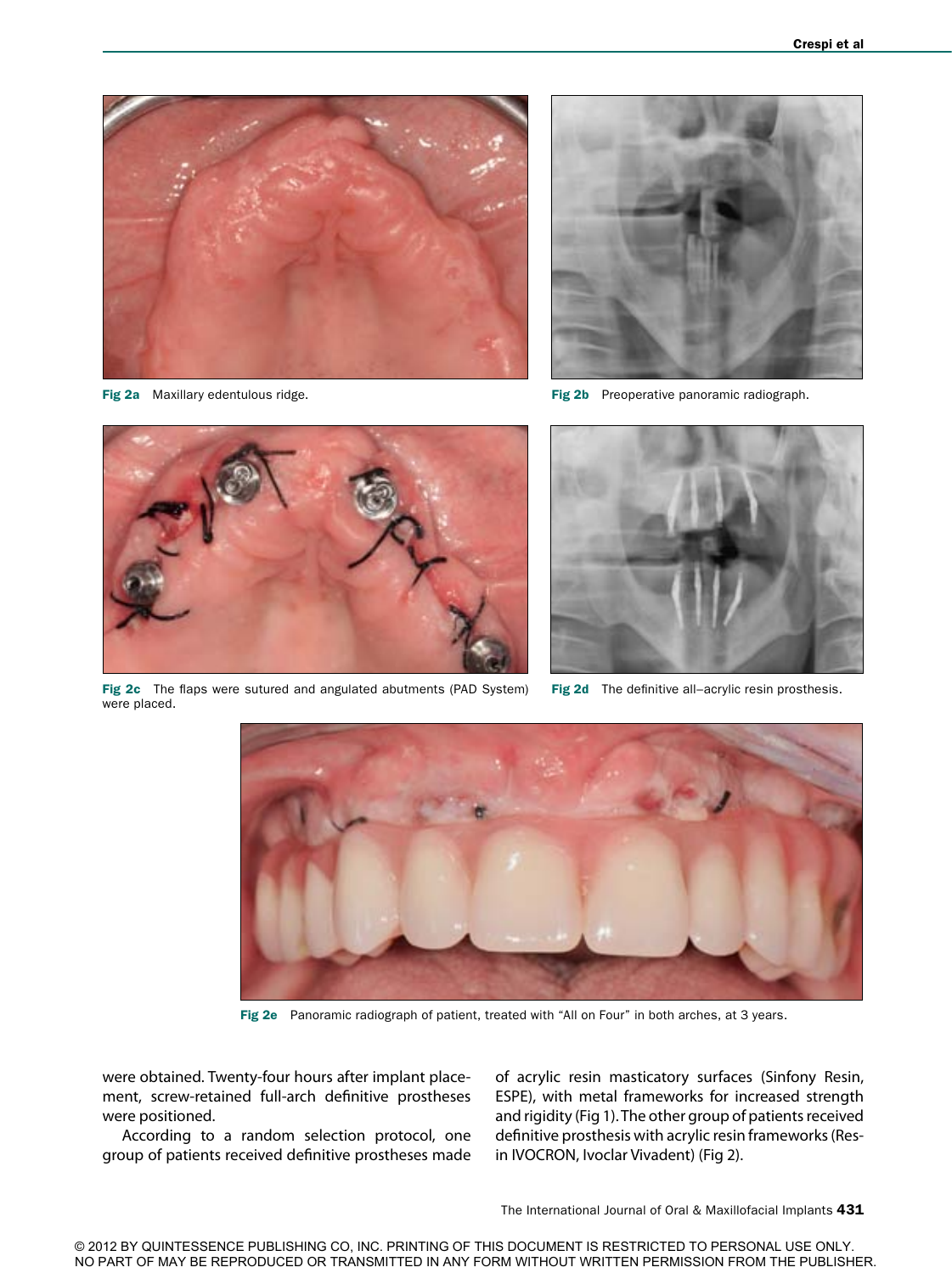Fig 2a Maxillary edentulous ridge.

Fig 2b Preoperative panoramic radiograph.

Fig 2c The flaps were sutured and angulated abutments (PAD System) were placed.

Fig 2d The definitive all–acrylic resin prosthesis.

Fig 2e Panoramic radiograph of patient, treated with “All on Four” in both arches, at 3 years.

were obtained. Twenty-four hours after implant placement, screw-retained full-arch definitive prostheses were positioned.

According to a random selection protocol, one group of patients received definitive prostheses made of acrylic resin masticatory surfaces (Sinfony Resin, ESPE), with metal frameworks for increased strength and rigidity (Fig 1). The other group of patients received definitive prosthesis with acrylic resin frameworks (Resin IVOCRON, Ivoclar Vivadent) (Fig 2).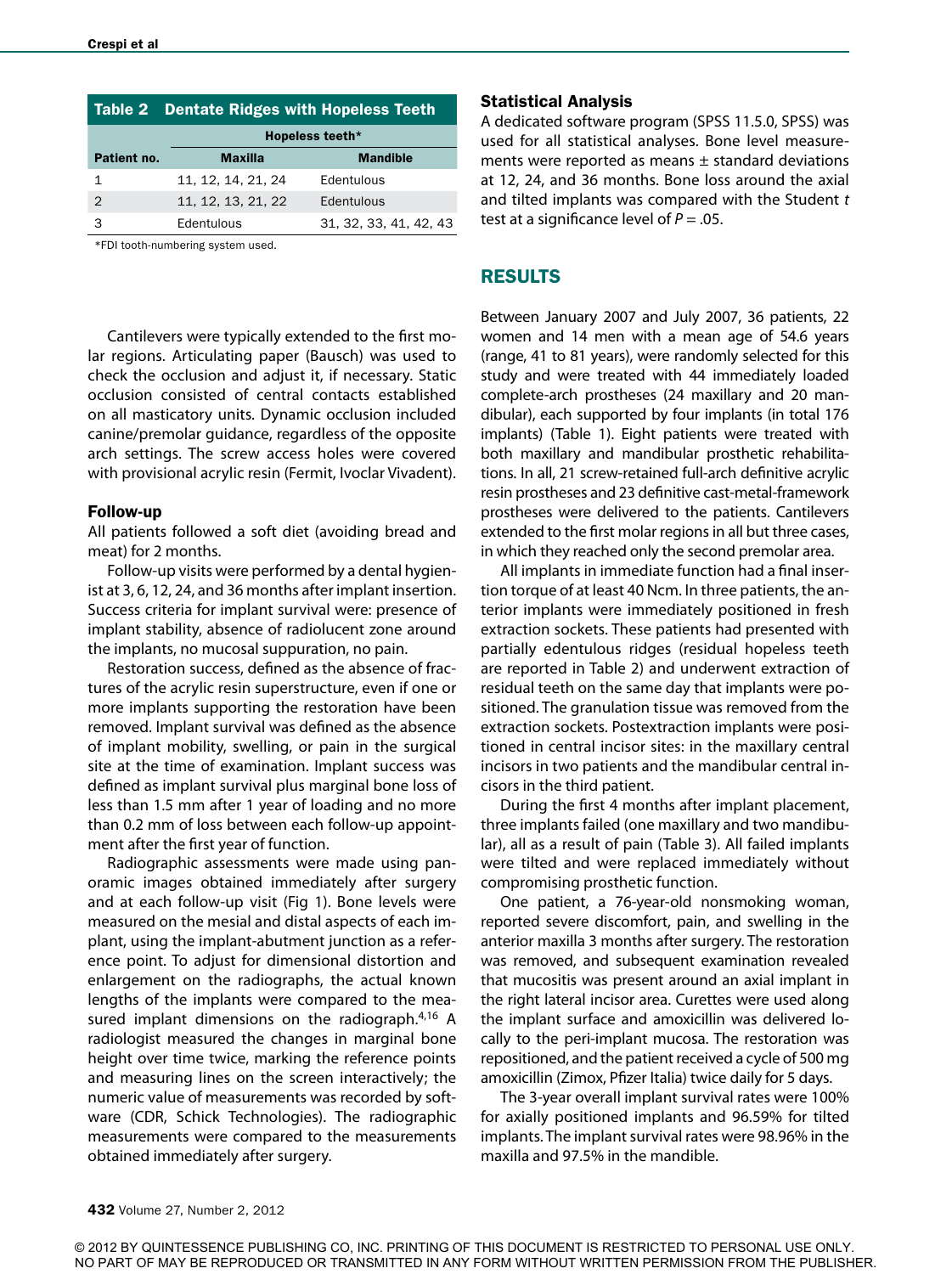**Table 2 Dentate Ridges with Hopeless Teeth**

| | Hopeless teeth* | |
|---|---|---|
| Patient no. | Maxilla | Mandible |
| 1 | 11, 12, 14, 21, 24 | Edentulous |
| 2 | 11, 12, 13, 21, 22 | Edentulous |
| 3 | Edentulous | 31, 32, 33, 41, 42, 43 |

*FDI tooth-numbering system used.

Cantilevers were typically extended to the first molar regions. Articulating paper (Bausch) was used to check the occlusion and adjust it, if necessary. Static occlusion consisted of central contacts established on all masticatory units. Dynamic occlusion included canine/premolar guidance, regardless of the opposite arch settings. The screw access holes were covered with provisional acrylic resin (Fermit, Ivoclar Vivadent).

### Follow-up

All patients followed a soft diet (avoiding bread and meat) for 2 months.

Follow-up visits were performed by a dental hygienist at 3, 6, 12, 24, and 36 months after implant insertion. Success criteria for implant survival were: presence of implant stability, absence of radiolucent zone around the implants, no mucosal suppuration, no pain.

Restoration success, defined as the absence of fractures of the acrylic resin superstructure, even if one or more implants supporting the restoration have been removed. Implant survival was defined as the absence of implant mobility, swelling, or pain in the surgical site at the time of examination. Implant success was defined as implant survival plus marginal bone loss of less than 1.5 mm after 1 year of loading and no more than 0.2 mm of loss between each follow-up appointment after the first year of function.

Radiographic assessments were made using panoramic images obtained immediately after surgery and at each follow-up visit (Fig 1). Bone levels were measured on the mesial and distal aspects of each implant, using the implant-abutment junction as a reference point. To adjust for dimensional distortion and enlargement on the radiographs, the actual known lengths of the implants were compared to the measured implant dimensions on the radiograph.[4,16] A radiologist measured the changes in marginal bone height over time twice, marking the reference points and measuring lines on the screen interactively; the numeric value of measurements was recorded by software (CDR, Schick Technologies). The radiographic measurements were compared to the measurements obtained immediately after surgery.

### Statistical Analysis

A dedicated software program (SPSS 11.5.0, SPSS) was used for all statistical analyses. Bone level measurements were reported as means ± standard deviations at 12, 24, and 36 months. Bone loss around the axial and tilted implants was compared with the Student *t* test at a significance level of $P = .05$.

## RESULTS

Between January 2007 and July 2007, 36 patients, 22 women and 14 men with a mean age of 54.6 years (range, 41 to 81 years), were randomly selected for this study and were treated with 44 immediately loaded complete-arch prostheses (24 maxillary and 20 mandibular), each supported by four implants (in total 176 implants) (Table 1). Eight patients were treated with both maxillary and mandibular prosthetic rehabilitations. In all, 21 screw-retained full-arch definitive acrylic resin prostheses and 23 definitive cast-metal-framework prostheses were delivered to the patients. Cantilevers extended to the first molar regions in all but three cases, in which they reached only the second premolar area.

All implants in immediate function had a final insertion torque of at least 40 Ncm. In three patients, the anterior implants were immediately positioned in fresh extraction sockets. These patients had presented with partially edentulous ridges (residual hopeless teeth are reported in Table 2) and underwent extraction of residual teeth on the same day that implants were positioned. The granulation tissue was removed from the extraction sockets. Postextraction implants were positioned in central incisor sites: in the maxillary central incisors in two patients and the mandibular central incisors in the third patient.

During the first 4 months after implant placement, three implants failed (one maxillary and two mandibular), all as a result of pain (Table 3). All failed implants were tilted and were replaced immediately without compromising prosthetic function.

One patient, a 76-year-old nonsmoking woman, reported severe discomfort, pain, and swelling in the anterior maxilla 3 months after surgery. The restoration was removed, and subsequent examination revealed that mucositis was present around an axial implant in the right lateral incisor area. Curettes were used along the implant surface and amoxicillin was delivered locally to the peri-implant mucosa. The restoration was repositioned, and the patient received a cycle of 500 mg amoxicillin (Zimox, Pfizer Italia) twice daily for 5 days.

The 3-year overall implant survival rates were 100% for axially positioned implants and 96.59% for tilted implants. The implant survival rates were 98.96% in the maxilla and 97.5% in the mandible.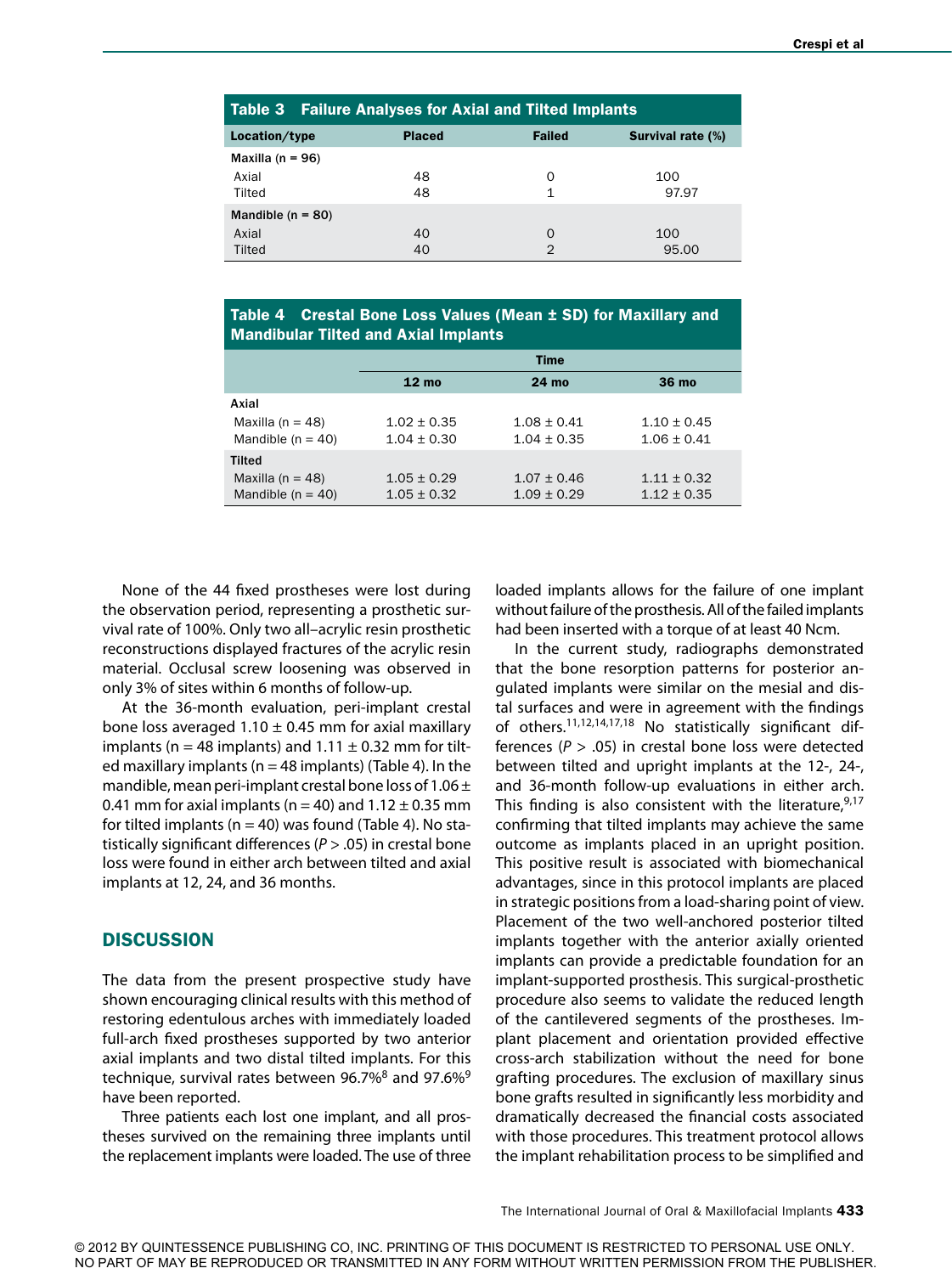**Table 3 Failure Analyses for Axial and Tilted Implants**

| Location/type | Placed | Failed | Survival rate (%) |
|---|---|---|---|
| Maxilla (n = 96) | | | |
| Axial | 48 | 0 | 100 |
| Tilted | 48 | 1 | 97.97 |
| Mandible (n = 80) | | | |
| Axial | 40 | 0 | 100 |
| Tilted | 40 | 2 | 95.00 |

**Table 4 Crestal Bone Loss Values (Mean ± SD) for Maxillary and Mandibular Tilted and Axial Implants**

| | Time | | |
|---|---|---|---|
| | 12 mo | 24 mo | 36 mo |
| Axial | | | |
| Maxilla (n = 48) | 1.02 ± 0.35 | 1.08 ± 0.41 | 1.10 ± 0.45 |
| Mandible (n = 40) | 1.04 ± 0.30 | 1.04 ± 0.35 | 1.06 ± 0.41 |
| Tilted | | | |
| Maxilla (n = 48) | 1.05 ± 0.29 | 1.07 ± 0.46 | 1.11 ± 0.32 |
| Mandible (n = 40) | 1.05 ± 0.32 | 1.09 ± 0.29 | 1.12 ± 0.35 |

None of the 44 fixed prostheses were lost during the observation period, representing a prosthetic survival rate of 100%. Only two all–acrylic resin prosthetic reconstructions displayed fractures of the acrylic resin material. Occlusal screw loosening was observed in only 3% of sites within 6 months of follow-up.

At the 36-month evaluation, peri-implant crestal bone loss averaged 1.10 ± 0.45 mm for axial maxillary implants (n = 48 implants) and 1.11 ± 0.32 mm for tilted maxillary implants (n = 48 implants) (Table 4). In the mandible, mean peri-implant crestal bone loss of 1.06 ± 0.41 mm for axial implants (n = 40) and 1.12 ± 0.35 mm for tilted implants (n = 40) was found (Table 4). No statistically significant differences ($P > .05$) in crestal bone loss were found in either arch between tilted and axial implants at 12, 24, and 36 months.

## DISCUSSION

The data from the present prospective study have shown encouraging clinical results with this method of restoring edentulous arches with immediately loaded full-arch fixed prostheses supported by two anterior axial implants and two distal tilted implants. For this technique, survival rates between 96.7%[8] and 97.6%[9] have been reported.

Three patients each lost one implant, and all prostheses survived on the remaining three implants until the replacement implants were loaded. The use of three loaded implants allows for the failure of one implant without failure of the prosthesis. All of the failed implants had been inserted with a torque of at least 40 Ncm.

In the current study, radiographs demonstrated that the bone resorption patterns for posterior angulated implants were similar on the mesial and distal surfaces and were in agreement with the findings of others.[11,12,14,17,18] No statistically significant differences ($P > .05$) in crestal bone loss were detected between tilted and upright implants at the 12-, 24-, and 36-month follow-up evaluations in either arch. This finding is also consistent with the literature,[9,17] confirming that tilted implants may achieve the same outcome as implants placed in an upright position. This positive result is associated with biomechanical advantages, since in this protocol implants are placed in strategic positions from a load-sharing point of view. Placement of the two well-anchored posterior tilted implants together with the anterior axially oriented implants can provide a predictable foundation for an implant-supported prosthesis. This surgical-prosthetic procedure also seems to validate the reduced length of the cantilevered segments of the prostheses. Implant placement and orientation provided effective cross-arch stabilization without the need for bone grafting procedures. The exclusion of maxillary sinus bone grafts resulted in significantly less morbidity and dramatically decreased the financial costs associated with those procedures. This treatment protocol allows the implant rehabilitation process to be simplified and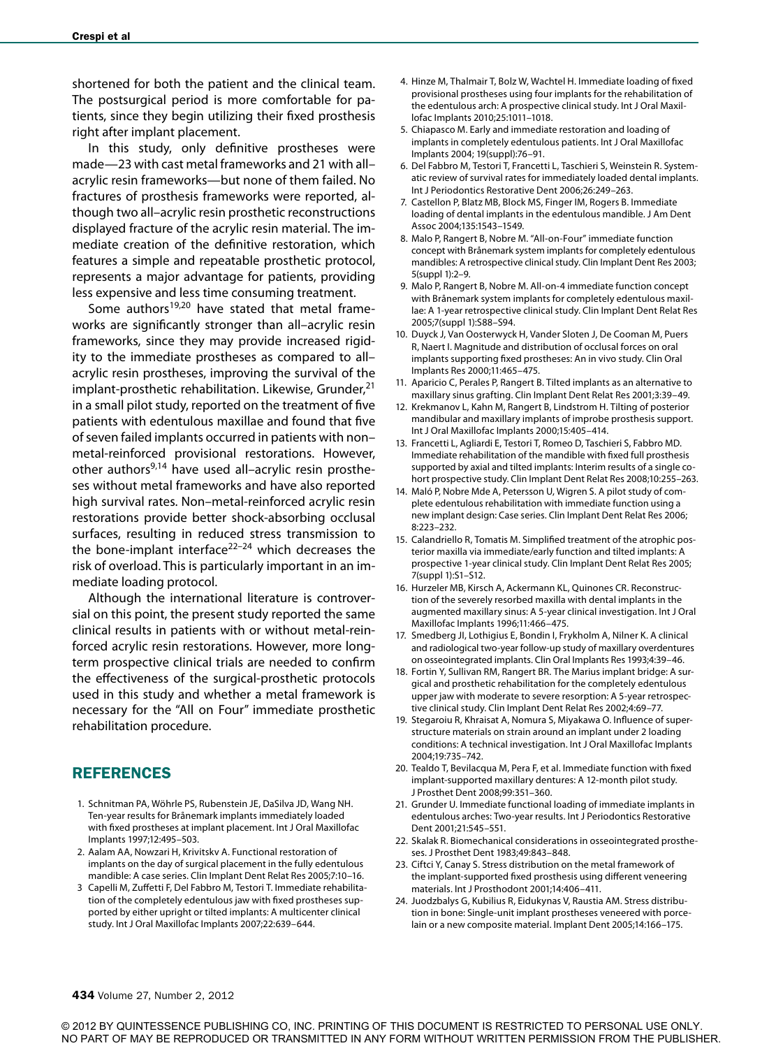shortened for both the patient and the clinical team. The postsurgical period is more comfortable for patients, since they begin utilizing their fixed prosthesis right after implant placement.

In this study, only definitive prostheses were made—23 with cast metal frameworks and 21 with all–acrylic resin frameworks—but none of them failed. No fractures of prosthesis frameworks were reported, although two all–acrylic resin prosthetic reconstructions displayed fracture of the acrylic resin material. The immediate creation of the definitive restoration, which features a simple and repeatable prosthetic protocol, represents a major advantage for patients, providing less expensive and less time consuming treatment.

Some authors[19,20] have stated that metal frameworks are significantly stronger than all–acrylic resin frameworks, since they may provide increased rigidity to the immediate prostheses as compared to all–acrylic resin prostheses, improving the survival of the implant-prosthetic rehabilitation. Likewise, Grunder,[21] in a small pilot study, reported on the treatment of five patients with edentulous maxillae and found that five of seven failed implants occurred in patients with non–metal-reinforced provisional restorations. However, other authors[9,14] have used all–acrylic resin prostheses without metal frameworks and have also reported high survival rates. Non–metal-reinforced acrylic resin restorations provide better shock-absorbing occlusal surfaces, resulting in reduced stress transmission to the bone-implant interface[22–24] which decreases the risk of overload. This is particularly important in an immediate loading protocol.

Although the international literature is controversial on this point, the present study reported the same clinical results in patients with or without metal-reinforced acrylic resin restorations. However, more long-term prospective clinical trials are needed to confirm the effectiveness of the surgical-prosthetic protocols used in this study and whether a metal framework is necessary for the "All on Four" immediate prosthetic rehabilitation procedure.

## REFERENCES

1. Schnitman PA, Wöhrle PS, Rubenstein JE, DaSilva JD, Wang NH. Ten-year results for Brånemark implants immediately loaded with fixed prostheses at implant placement. Int J Oral Maxillofac Implants 1997;12:495–503.
2. Aalam AA, Nowzari H, Krivitskv A. Functional restoration of implants on the day of surgical placement in the fully edentulous mandible: A case series. Clin Implant Dent Relat Res 2005;7:10–16.
3. Capelli M, Zuffetti F, Del Fabbro M, Testori T. Immediate rehabilitation of the completely edentulous jaw with fixed prostheses supported by either upright or tilted implants: A multicenter clinical study. Int J Oral Maxillofac Implants 2007;22:639–644.
4. Hinze M, Thalmair T, Bolz W, Wachtel H. Immediate loading of fixed provisional prostheses using four implants for the rehabilitation of the edentulous arch: A prospective clinical study. Int J Oral Maxillofac Implants 2010;25:1011–1018.
5. Chiapasco M. Early and immediate restoration and loading of implants in completely edentulous patients. Int J Oral Maxillofac Implants 2004; 19(suppl):76–91.
6. Del Fabbro M, Testori T, Francetti L, Taschieri S, Weinstein R. Systematic review of survival rates for immediately loaded dental implants. Int J Periodontics Restorative Dent 2006;26:249–263.
7. Castellon P, Blatz MB, Block MS, Finger IM, Rogers B. Immediate loading of dental implants in the edentulous mandible. J Am Dent Assoc 2004;135:1543–1549.
8. Malo P, Rangert B, Nobre M. "All-on-Four" immediate function concept with Brånemark system implants for completely edentulous mandibles: A retrospective clinical study. Clin Implant Dent Res 2003; 5(suppl 1):2–9.
9. Malo P, Rangert B, Nobre M. All-on-4 immediate function concept with Brånemark system implants for completely edentulous maxillae: A 1-year retrospective clinical study. Clin Implant Dent Relat Res 2005;7(suppl 1):S88–S94.
10. Duyck J, Van Oosterwyck H, Vander Sloten J, De Cooman M, Puers R, Naert I. Magnitude and distribution of occlusal forces on oral implants supporting fixed prostheses: An in vivo study. Clin Oral Implants Res 2000;11:465–475.
11. Aparicio C, Perales P, Rangert B. Tilted implants as an alternative to maxillary sinus grafting. Clin Implant Dent Relat Res 2001;3:39–49.
12. Krekmanov L, Kahn M, Rangert B, Lindstrom H. Tilting of posterior mandibular and maxillary implants of improbe prosthesis support. Int J Oral Maxillofac Implants 2000;15:405–414.
13. Francetti L, Agliardi E, Testori T, Romeo D, Taschieri S, Fabbro MD. Immediate rehabilitation of the mandible with fixed full prosthesis supported by axial and tilted implants: Interim results of a single cohort prospective study. Clin Implant Dent Relat Res 2008;10:255–263.
14. Maló P, Nobre Mde A, Petersson U, Wigren S. A pilot study of complete edentulous rehabilitation with immediate function using a new implant design: Case series. Clin Implant Dent Relat Res 2006; 8:223–232.
15. Calandriello R, Tomatis M. Simplified treatment of the atrophic posterior maxilla via immediate/early function and tilted implants: A prospective 1-year clinical study. Clin Implant Dent Relat Res 2005; 7(suppl 1):S1–S12.
16. Hurzeler MB, Kirsch A, Ackermann KL, Quinones CR. Reconstruction of the severely resorbed maxilla with dental implants in the augmented maxillary sinus: A 5-year clinical investigation. Int J Oral Maxillofac Implants 1996;11:466–475.
17. Smedberg JI, Lothigius E, Bondin I, Frykholm A, Nilner K. A clinical and radiological two-year follow-up study of maxillary overdentures on osseointegrated implants. Clin Oral Implants Res 1993;4:39–46.
18. Fortin Y, Sullivan RM, Rangert BR. The Marius implant bridge: A surgical and prosthetic rehabilitation for the completely edentulous upper jaw with moderate to severe resorption: A 5-year retrospective clinical study. Clin Implant Dent Relat Res 2002;4:69–77.
19. Stegaroiu R, Khraisat A, Nomura S, Miyakawa O. Influence of superstructure materials on strain around an implant under 2 loading conditions: A technical investigation. Int J Oral Maxillofac Implants 2004;19:735–742.
20. Tealdo T, Bevilacqua M, Pera F, et al. Immediate function with fixed implant-supported maxillary dentures: A 12-month pilot study. J Prosthet Dent 2008;99:351–360.
21. Grunder U. Immediate functional loading of immediate implants in edentulous arches: Two-year results. Int J Periodontics Restorative Dent 2001;21:545–551.
22. Skalak R. Biomechanical considerations in osseointegrated prostheses. J Prosthet Dent 1983;49:843–848.
23. Ciftci Y, Canay S. Stress distribution on the metal framework of the implant-supported fixed prosthesis using different veneering materials. Int J Prosthodont 2001;14:406–411.
24. Juodzbalys G, Kubilius R, Eidukynas V, Raustia AM. Stress distribution in bone: Single-unit implant prostheses veneered with porcelain or a new composite material. Implant Dent 2005;14:166–175.